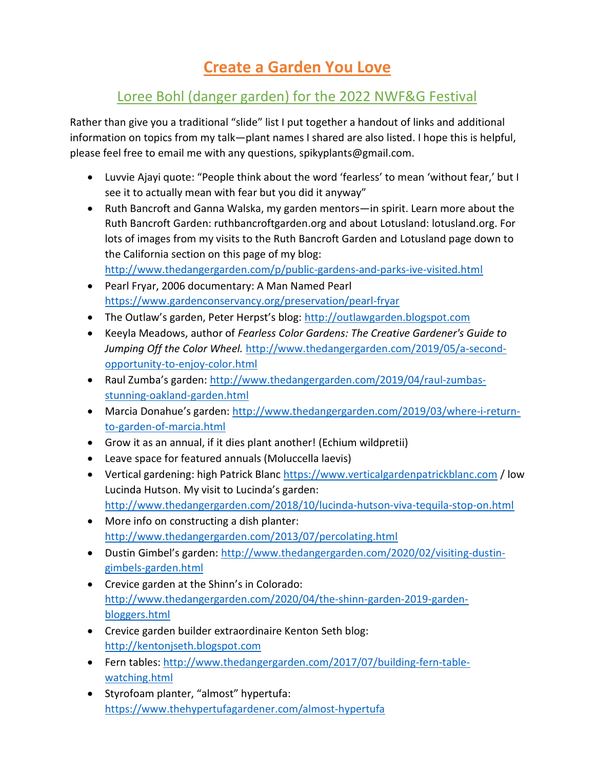# Create a Garden You Love

## Loree Bohl (danger garden) for the 2022 NWF&G Festival

Rather than give you a traditional "slide" list I put together a handout of links and additional information on topics from my talk—plant names I shared are also listed. I hope this is helpful, please feel free to email me with any questions, spikyplants@gmail.com.

- Luvvie Ajayi quote: "People think about the word 'fearless' to mean 'without fear,' but I see it to actually mean with fear but you did it anyway"
- Ruth Bancroft and Ganna Walska, my garden mentors—in spirit. Learn more about the Ruth Bancroft Garden: ruthbancroftgarden.org and about Lotusland: lotusland.org. For lots of images from my visits to the Ruth Bancroft Garden and Lotusland page down to the California section on this page of my blog: http://www.thedangergarden.com/p/public-gardens-and-parks-ive-visited.html
- Pearl Fryar, 2006 documentary: A Man Named Pearl https://www.gardenconservancy.org/preservation/pearl-fryar
- The Outlaw's garden, Peter Herpst's blog: http://outlawgarden.blogspot.com
- Keeyla Meadows, author of *Fearless Color Gardens: The Creative Gardener's Guide to Jumping Off the Color Wheel.* http://www.thedangergarden.com/2019/05/a-second-opportunity-to-enjoy-color.html
- Raul Zumba's garden: http://www.thedangergarden.com/2019/04/raul-zumbas-stunning-oakland-garden.html
- Marcia Donahue's garden: http://www.thedangergarden.com/2019/03/where-i-return-to-garden-of-marcia.html
- Grow it as an annual, if it dies plant another! (Echium wildpretii)
- Leave space for featured annuals (Moluccella laevis)
- Vertical gardening: high Patrick Blanc https://www.verticalgardenpatrickblanc.com / low Lucinda Hutson. My visit to Lucinda's garden: http://www.thedangergarden.com/2018/10/lucinda-hutson-viva-tequila-stop-on.html
- More info on constructing a dish planter: http://www.thedangergarden.com/2013/07/percolating.html
- Dustin Gimbel's garden: http://www.thedangergarden.com/2020/02/visiting-dustin-gimbels-garden.html
- Crevice garden at the Shinn's in Colorado: http://www.thedangergarden.com/2020/04/the-shinn-garden-2019-garden-bloggers.html
- Crevice garden builder extraordinaire Kenton Seth blog: http://kentonjseth.blogspot.com
- Fern tables: http://www.thedangergarden.com/2017/07/building-fern-table-watching.html
- Styrofoam planter, "almost" hypertufa: https://www.thehypertufagardener.com/almost-hypertufa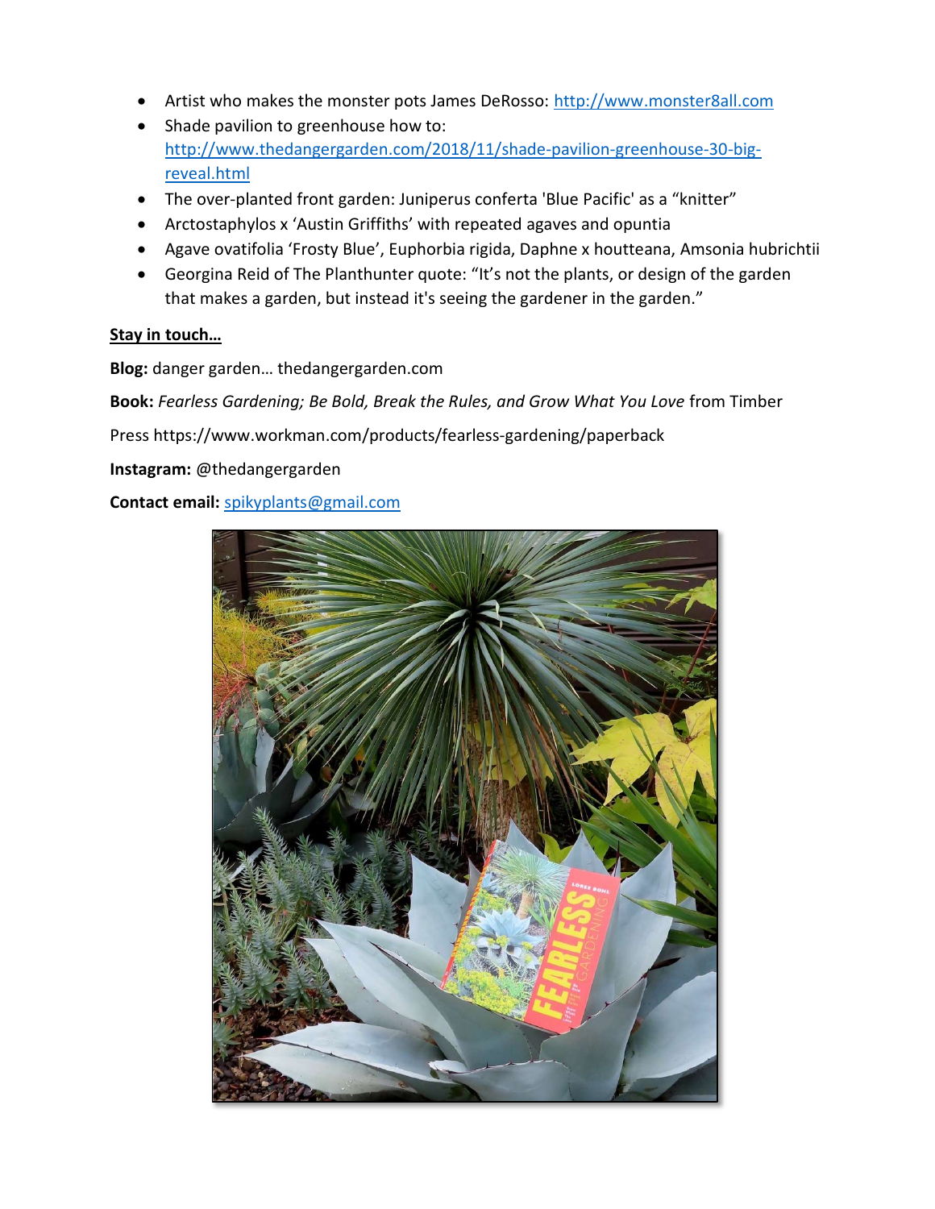- Artist who makes the monster pots James DeRosso: http://www.monster8all.com
- Shade pavilion to greenhouse how to: http://www.thedangergarden.com/2018/11/shade-pavilion-greenhouse-30-big-reveal.html
- The over-planted front garden: Juniperus conferta 'Blue Pacific' as a "knitter"
- Arctostaphylos x 'Austin Griffiths' with repeated agaves and opuntia
- Agave ovatifolia 'Frosty Blue', Euphorbia rigida, Daphne x houtteana, Amsonia hubrichtii
- Georgina Reid of The Planthunter quote: "It's not the plants, or design of the garden that makes a garden, but instead it's seeing the gardener in the garden."

**Stay in touch…**

**Blog:** danger garden… thedangergarden.com

**Book:** *Fearless Gardening; Be Bold, Break the Rules, and Grow What You Love* from Timber Press https://www.workman.com/products/fearless-gardening/paperback

**Instagram:** @thedangergarden

**Contact email:** spikyplants@gmail.com